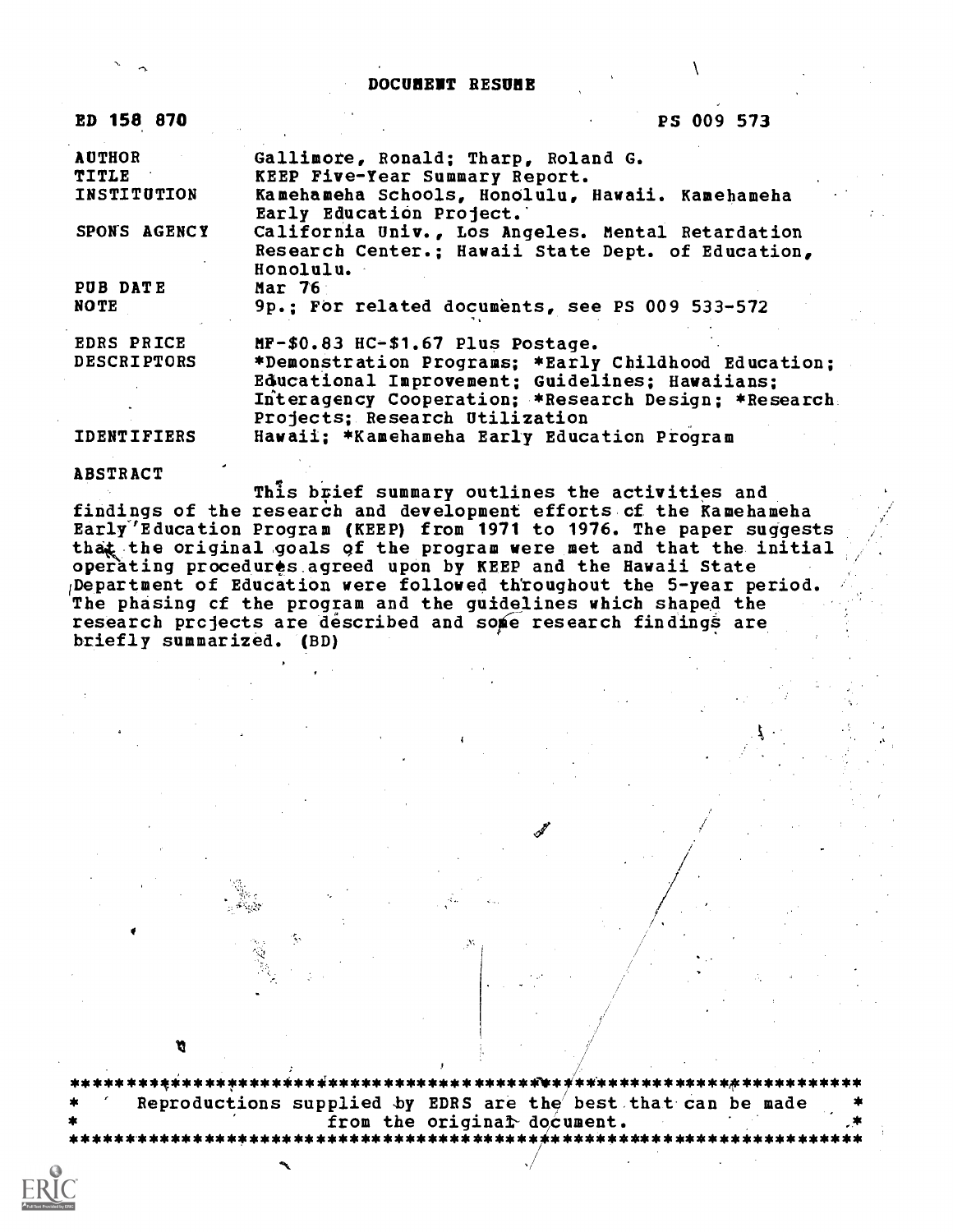# DOCUMENT RESUME

ED 158 870 PS 009 573

| | |
|---|---|
| AUTHOR | Gallimore, Ronald; Tharp, Roland G. |
| TITLE | KEEP Five-Year Summary Report. |
| INSTITUTION | Kamehameha Schools, Honolulu, Hawaii. Kamehameha Early Education Project. |
| SPONS AGENCY | California Univ., Los Angeles. Mental Retardation Research Center.; Hawaii State Dept. of Education, Honolulu. |
| PUB DATE | Mar 76 |
| NOTE | 9p.; For related documents, see PS 009 533-572 |
| EDRS PRICE | MF-$0.83 HC-$1.67 Plus Postage. |
| DESCRIPTORS | *Demonstration Programs; *Early Childhood Education; Educational Improvement; Guidelines; Hawaiians; Interagency Cooperation; *Research Design; *Research Projects; Research Utilization |
| IDENTIFIERS | Hawaii; *Kamehameha Early Education Program |

## ABSTRACT

This brief summary outlines the activities and findings of the research and development efforts of the Kamehameha Early Education Program (KEEP) from 1971 to 1976. The paper suggests that the original goals of the program were met and that the initial operating procedures agreed upon by KEEP and the Hawaii State Department of Education were followed throughout the 5-year period. The phasing of the program and the guidelines which shaped the research projects are described and some research findings are briefly summarized. (BD)

***********************************************************************
* Reproductions supplied by EDRS are the best that can be made *
* from the original document. *
***********************************************************************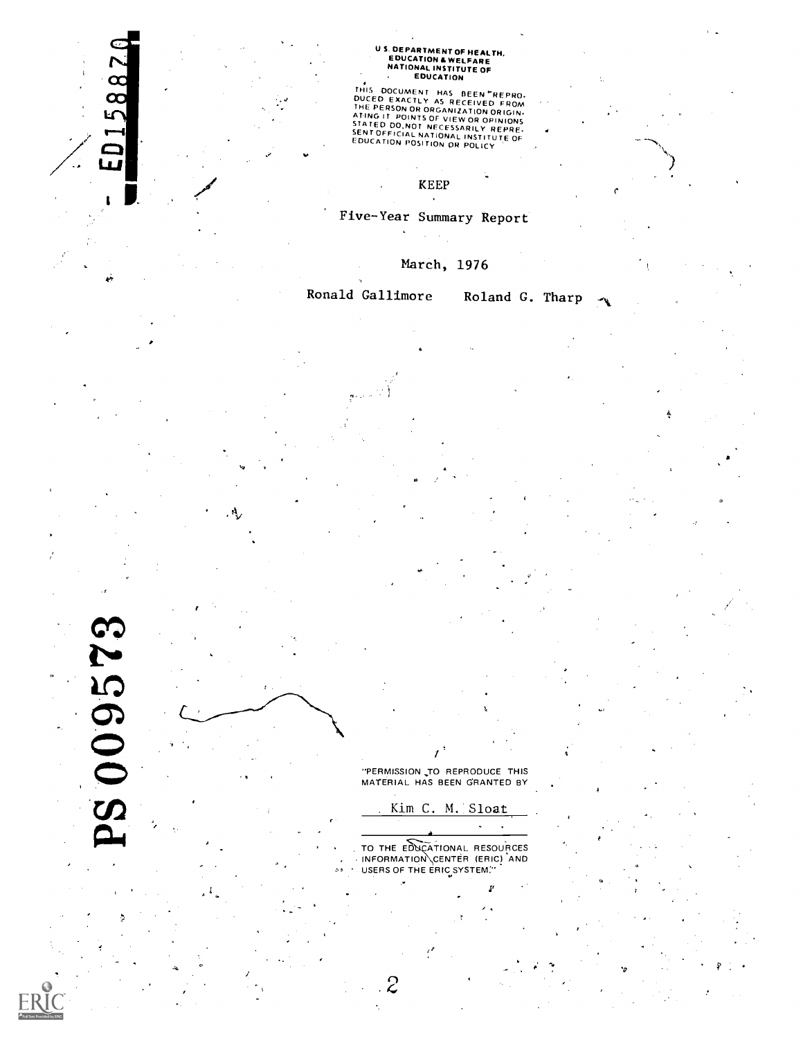ED158870

U.S. DEPARTMENT OF HEALTH, EDUCATION & WELFARE
NATIONAL INSTITUTE OF EDUCATION

THIS DOCUMENT HAS BEEN REPRODUCED EXACTLY AS RECEIVED FROM THE PERSON OR ORGANIZATION ORIGINATING IT. POINTS OF VIEW OR OPINIONS STATED DO NOT NECESSARILY REPRESENT OFFICIAL NATIONAL INSTITUTE OF EDUCATION POSITION OR POLICY

# KEEP

## Five-Year Summary Report

March, 1976

Ronald Gallimore    Roland G. Tharp

PS009573

"PERMISSION TO REPRODUCE THIS MATERIAL HAS BEEN GRANTED BY

Kim C. M. Sloat

TO THE EDUCATIONAL RESOURCES INFORMATION CENTER (ERIC) AND USERS OF THE ERIC SYSTEM."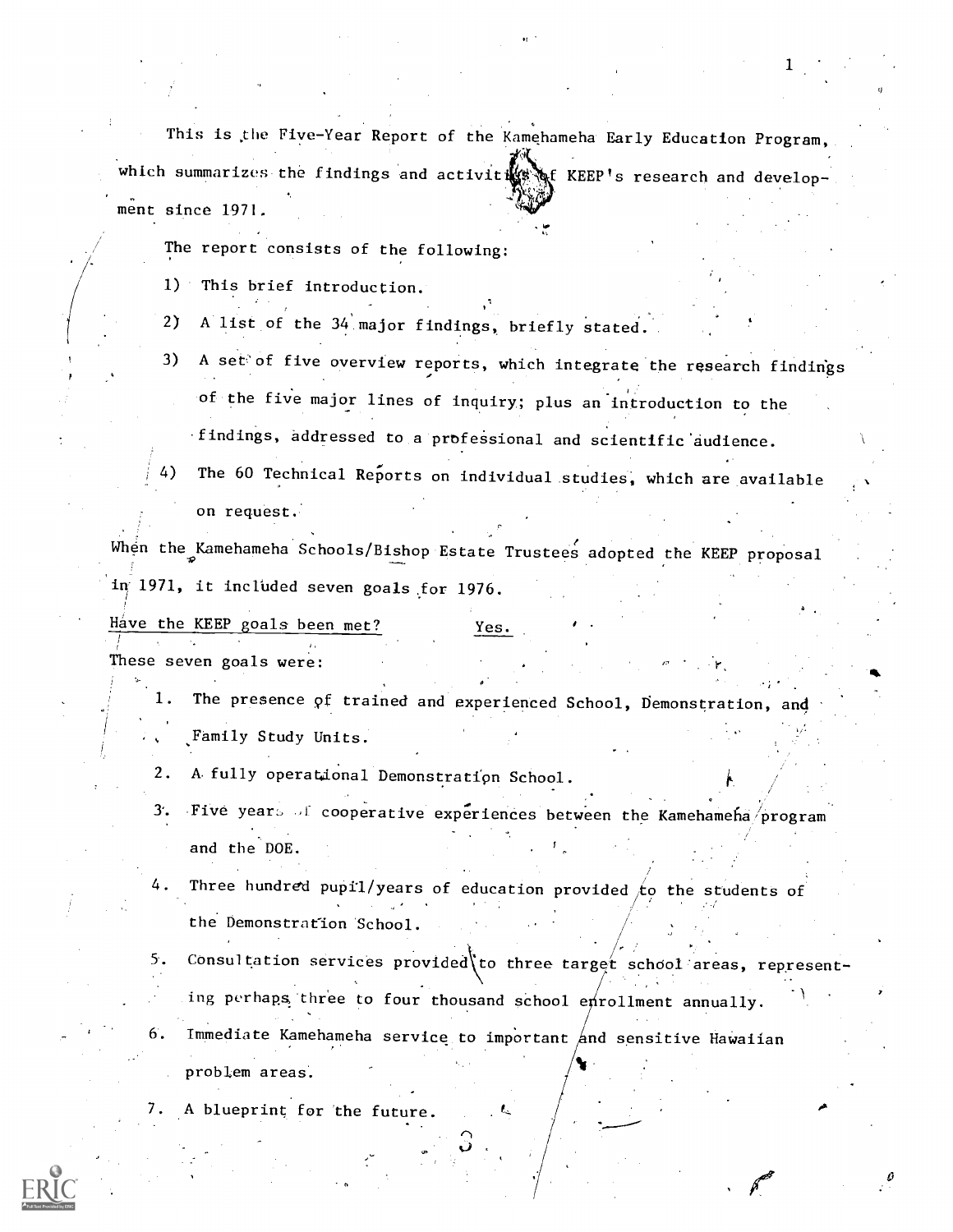This is the Five-Year Report of the Kamehameha Early Education Program, which summarizes the findings and activities of KEEP's research and development since 1971.

The report consists of the following:

1) This brief introduction.
2) A list of the 34 major findings, briefly stated.
3) A set of five overview reports, which integrate the research findings of the five major lines of inquiry; plus an introduction to the findings, addressed to a professional and scientific audience.
4) The 60 Technical Reports on individual studies, which are available on request.

When the Kamehameha Schools/Bishop Estate Trustees adopted the KEEP proposal in 1971, it included seven goals for 1976.

Have the KEEP goals been met? Yes.

These seven goals were:

1. The presence of trained and experienced School, Demonstration, and Family Study Units.
2. A fully operational Demonstration School.
3. Five years of cooperative experiences between the Kamehameha program and the DOE.
4. Three hundred pupil/years of education provided to the students of the Demonstration School.
5. Consultation services provided to three target school areas, representing perhaps three to four thousand school enrollment annually.
6. Immediate Kamehameha service to important and sensitive Hawaiian problem areas.
7. A blueprint for the future.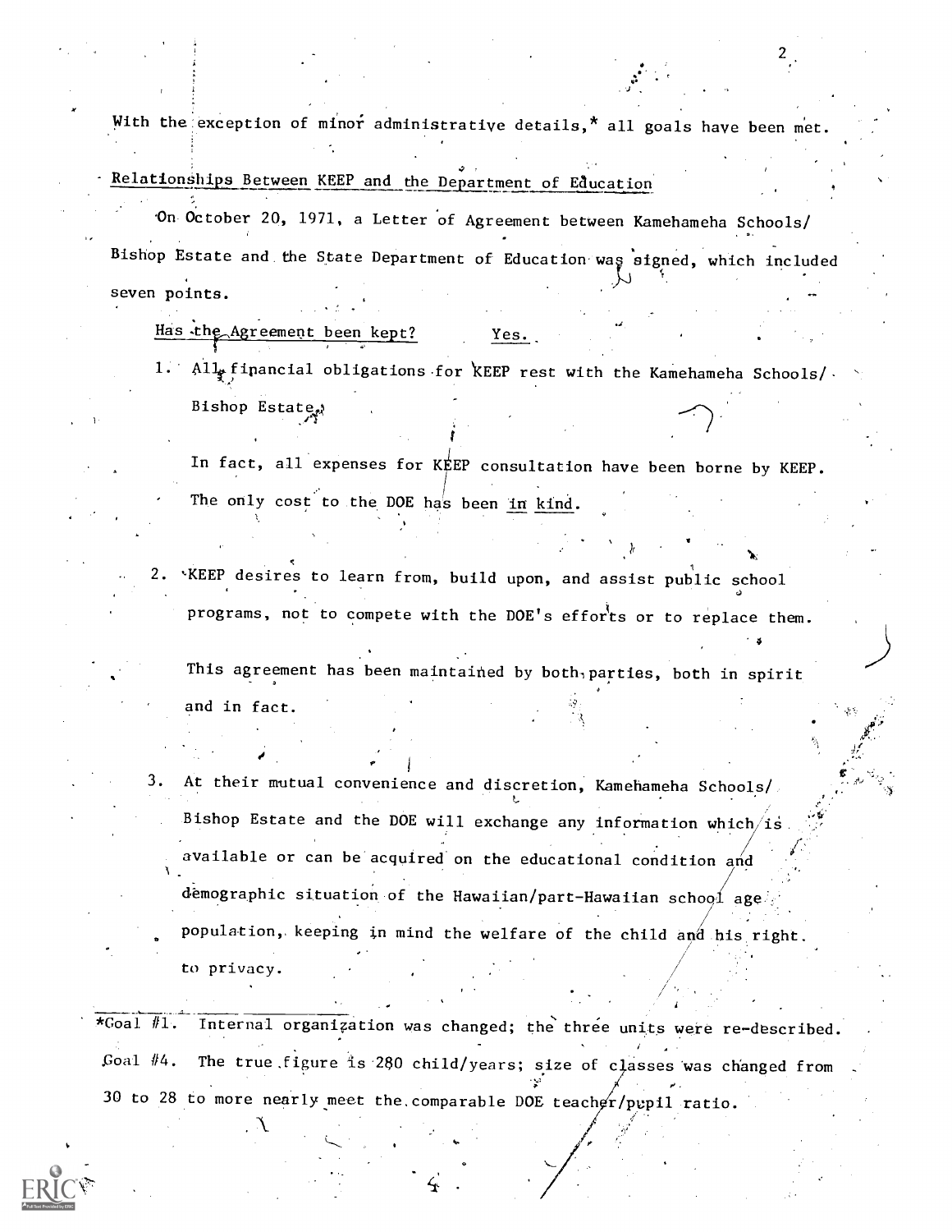With the exception of minor administrative details,* all goals have been met.

Relationships Between KEEP and the Department of Education

On October 20, 1971, a Letter of Agreement between Kamehameha Schools/ Bishop Estate and the State Department of Education was signed, which included seven points.

Has the Agreement been kept? Yes.

1. All financial obligations for KEEP rest with the Kamehameha Schools/ Bishop Estate.

   In fact, all expenses for KEEP consultation have been borne by KEEP. The only cost to the DOE has been in kind.

2. KEEP desires to learn from, build upon, and assist public school programs, not to compete with the DOE's efforts or to replace them.

   This agreement has been maintained by both parties, both in spirit and in fact.

3. At their mutual convenience and discretion, Kamehameha Schools/ Bishop Estate and the DOE will exchange any information which is available or can be acquired on the educational condition and demographic situation of the Hawaiian/part-Hawaiian school age population, keeping in mind the welfare of the child and his right to privacy.

---

*Goal #1. Internal organization was changed; the three units were re-described.
Goal #4. The true figure is 280 child/years; size of classes was changed from 30 to 28 to more nearly meet the comparable DOE teacher/pupil ratio.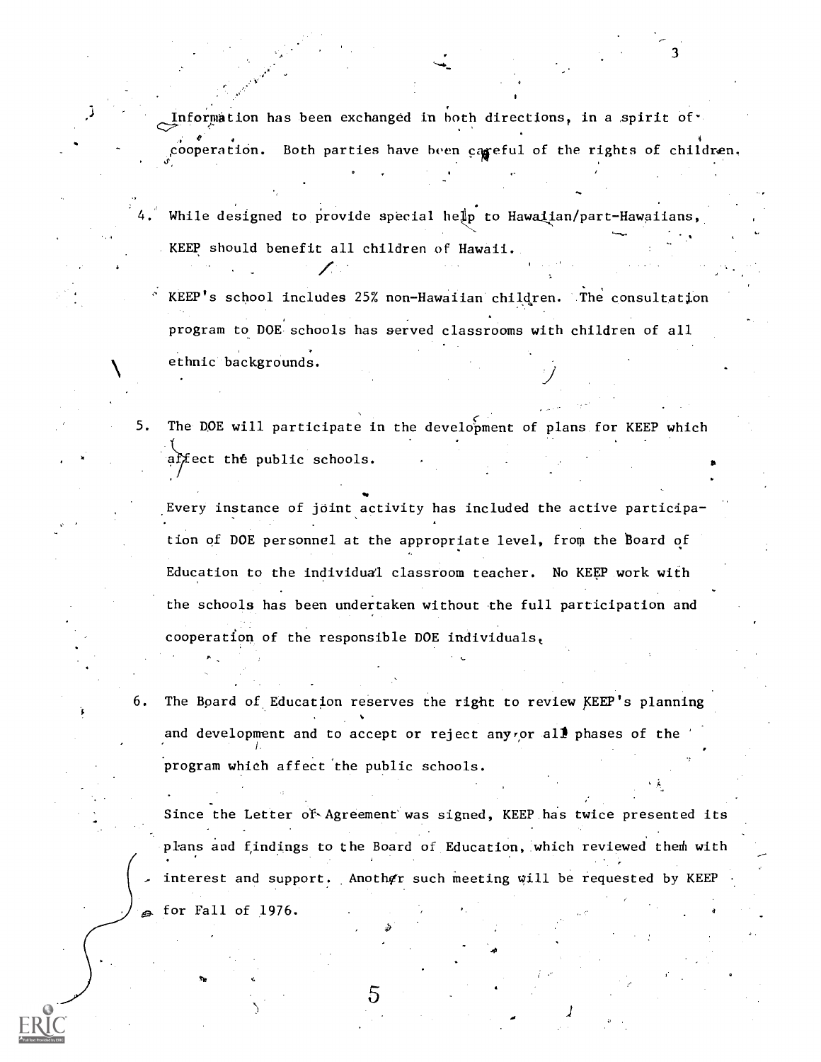Information has been exchanged in both directions, in a spirit of cooperation. Both parties have been careful of the rights of children.

4. While designed to provide special help to Hawaiian/part-Hawaiians, KEEP should benefit all children of Hawaii.

   KEEP's school includes 25% non-Hawaiian children. The consultation program to DOE schools has served classrooms with children of all ethnic backgrounds.

5. The DOE will participate in the development of plans for KEEP which affect the public schools.

   Every instance of joint activity has included the active participation of DOE personnel at the appropriate level, from the Board of Education to the individual classroom teacher. No KEEP work with the schools has been undertaken without the full participation and cooperation of the responsible DOE individuals.

6. The Board of Education reserves the right to review KEEP's planning and development and to accept or reject any or all phases of the program which affect the public schools.

   Since the Letter of Agreement was signed, KEEP has twice presented its plans and findings to the Board of Education, which reviewed them with interest and support. Another such meeting will be requested by KEEP for Fall of 1976.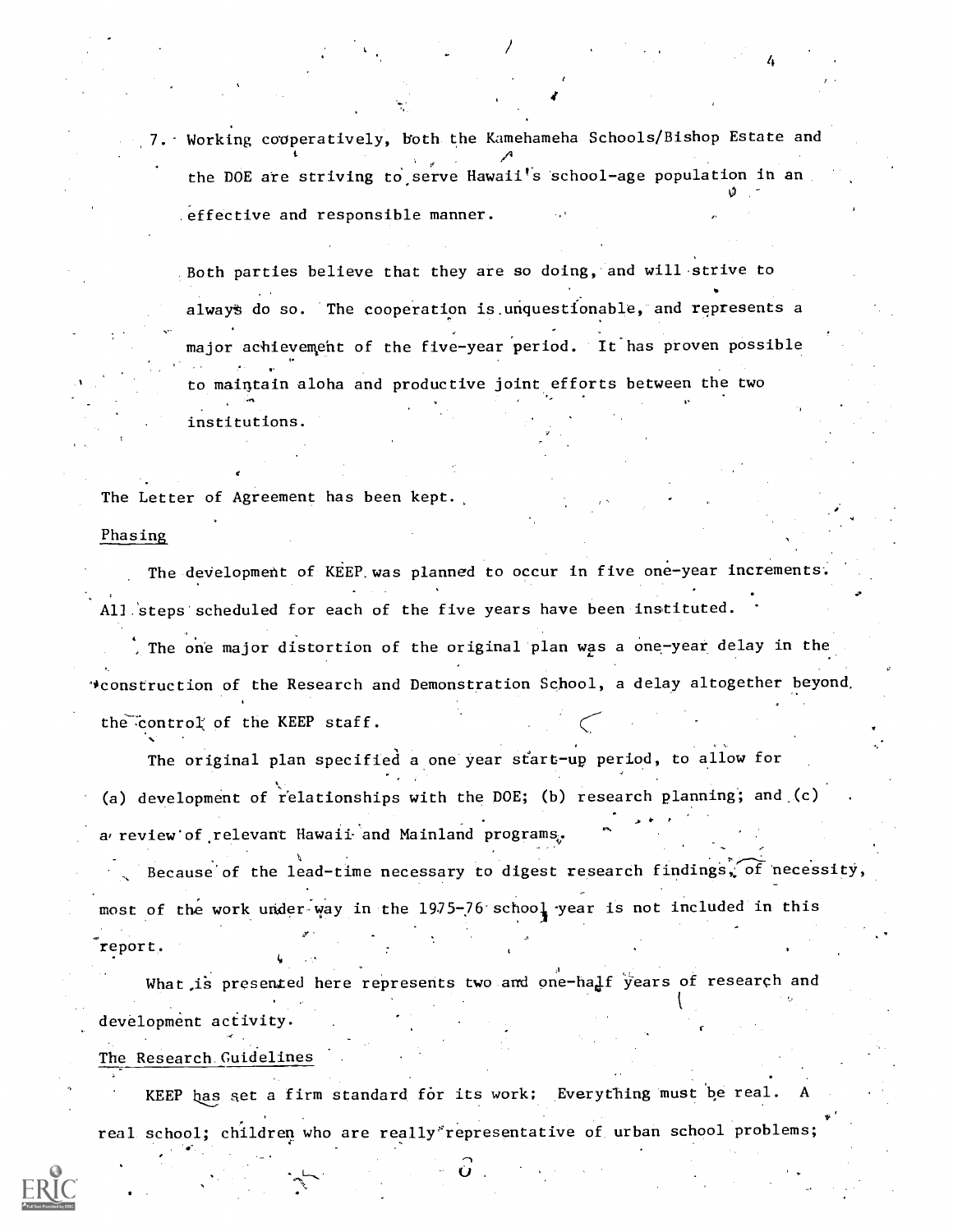7. Working cooperatively, both the Kamehameha Schools/Bishop Estate and the DOE are striving to serve Hawaii's school-age population in an effective and responsible manner.

   Both parties believe that they are so doing, and will strive to always do so. The cooperation is unquestionable, and represents a major achievement of the five-year period. It has proven possible to maintain aloha and productive joint efforts between the two institutions.

The Letter of Agreement has been kept.

Phasing

The development of KEEP was planned to occur in five one-year increments. All steps scheduled for each of the five years have been instituted.

The one major distortion of the original plan was a one-year delay in the construction of the Research and Demonstration School, a delay altogether beyond the control of the KEEP staff.

The original plan specified a one year start-up period, to allow for (a) development of relationships with the DOE; (b) research planning; and (c) a review of relevant Hawaii and Mainland programs.

Because of the lead-time necessary to digest research findings, of necessity, most of the work under way in the 1975-76 school year is not included in this report.

What is presented here represents two and one-half years of research and development activity.

The Research Guidelines

KEEP has set a firm standard for its work: Everything must be real. A real school; children who are really representative of urban school problems;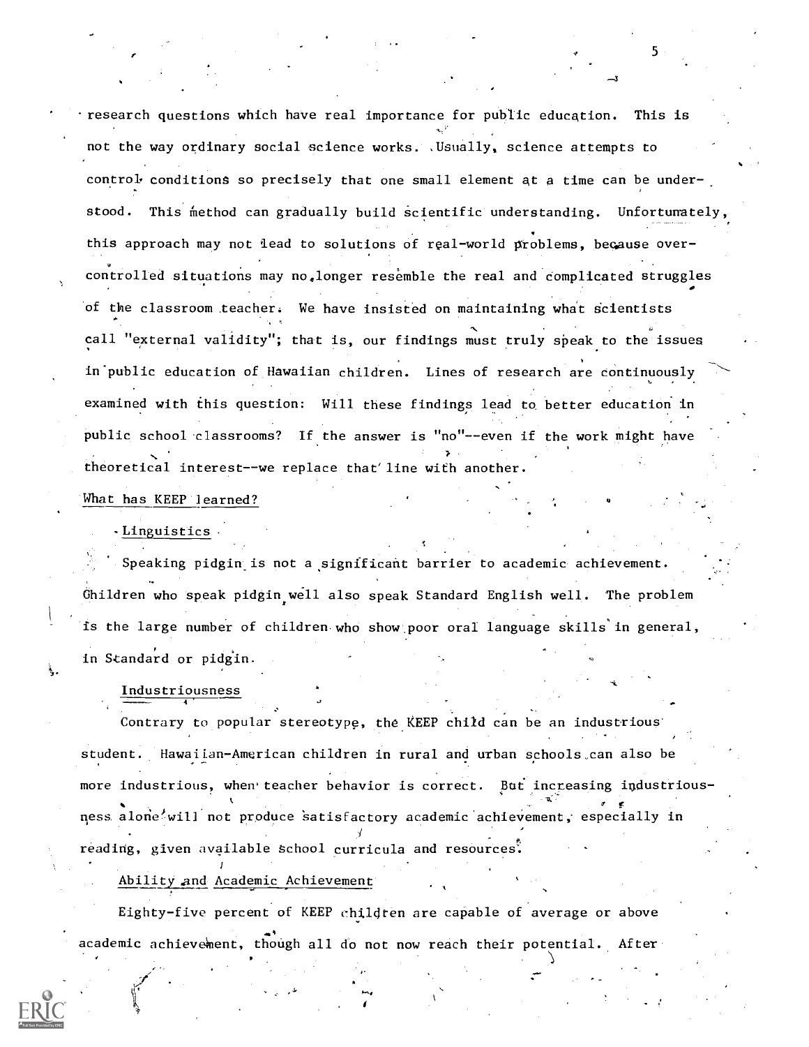research questions which have real importance for public education. This is not the way ordinary social science works. Usually, science attempts to control conditions so precisely that one small element at a time can be understood. This method can gradually build scientific understanding. Unfortunately, this approach may not lead to solutions of real-world problems, because over-controlled situations may no longer resemble the real and complicated struggles of the classroom teacher. We have insisted on maintaining what scientists call "external validity"; that is, our findings must truly speak to the issues in public education of Hawaiian children. Lines of research are continuously examined with this question: Will these findings lead to better education in public school classrooms? If the answer is "no"--even if the work might have theoretical interest--we replace that line with another.

## What has KEEP learned?

### Linguistics

Speaking pidgin is not a significant barrier to academic achievement. Children who speak pidgin well also speak Standard English well. The problem is the large number of children who show poor oral language skills in general, in Standard or pidgin.

### Industriousness

Contrary to popular stereotype, the KEEP child can be an industrious student. Hawaiian-American children in rural and urban schools can also be more industrious, when teacher behavior is correct. But increasing industriousness alone will not produce satisfactory academic achievement, especially in reading, given available school curricula and resources.

### Ability and Academic Achievement

Eighty-five percent of KEEP children are capable of average or above academic achievement, though all do not now reach their potential. After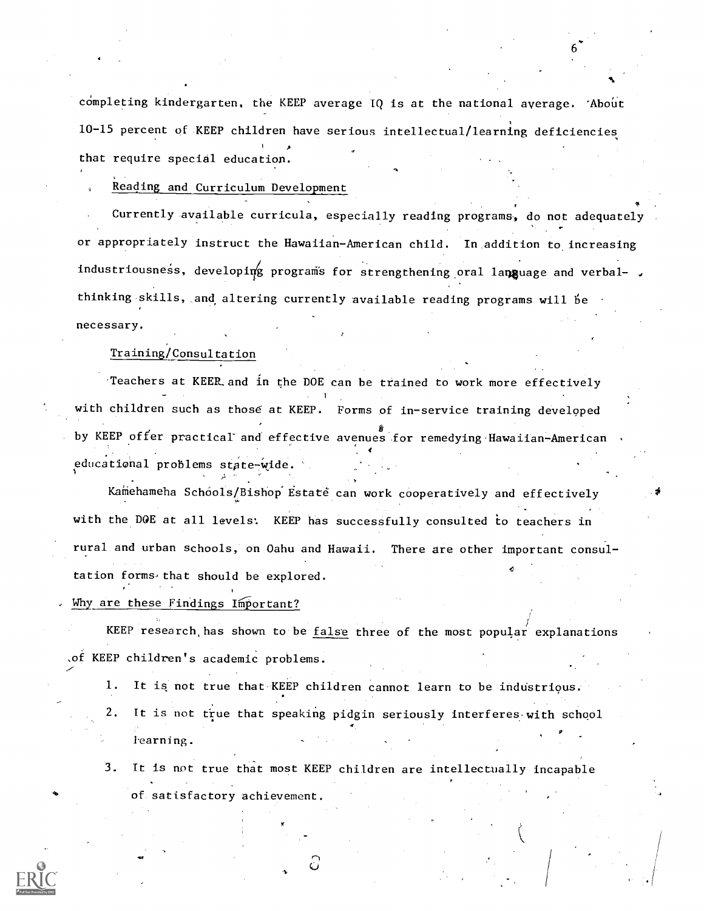completing kindergarten, the KEEP average IQ is at the national average. About 10-15 percent of KEEP children have serious intellectual/learning deficiencies that require special education.

Reading and Curriculum Development

Currently available curricula, especially reading programs, do not adequately or appropriately instruct the Hawaiian-American child. In addition to increasing industriousness, developing programs for strengthening oral language and verbal-thinking skills, and altering currently available reading programs will be necessary.

Training/Consultation

Teachers at KEEP and in the DOE can be trained to work more effectively with children such as those at KEEP. Forms of in-service training developed by KEEP offer practical and effective avenues for remedying Hawaiian-American educational problems state-wide.

Kamehameha Schools/Bishop Estate can work cooperatively and effectively with the DOE at all levels. KEEP has successfully consulted to teachers in rural and urban schools, on Oahu and Hawaii. There are other important consultation forms that should be explored.

Why are these Findings Important?

KEEP research has shown to be false three of the most popular explanations of KEEP children's academic problems.

1. It is not true that KEEP children cannot learn to be industrious.
2. It is not true that speaking pidgin seriously interferes with school learning.
3. It is not true that most KEEP children are intellectually incapable of satisfactory achievement.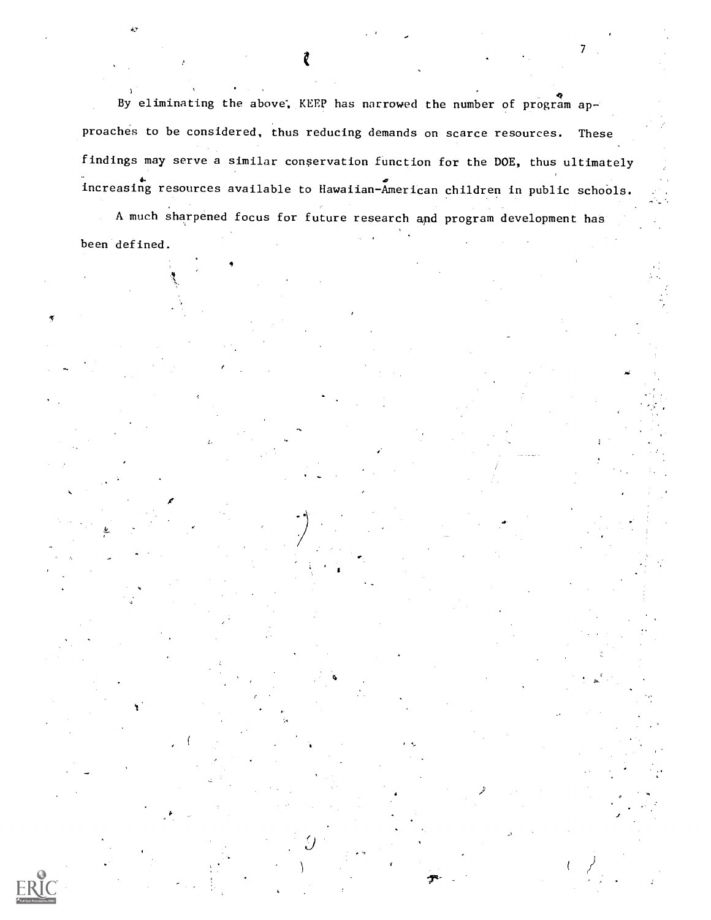By eliminating the above, KEEP has narrowed the number of program approaches to be considered, thus reducing demands on scarce resources. These findings may serve a similar conservation function for the DOE, thus ultimately increasing resources available to Hawaiian-American children in public schools.

A much sharpened focus for future research and program development has been defined.